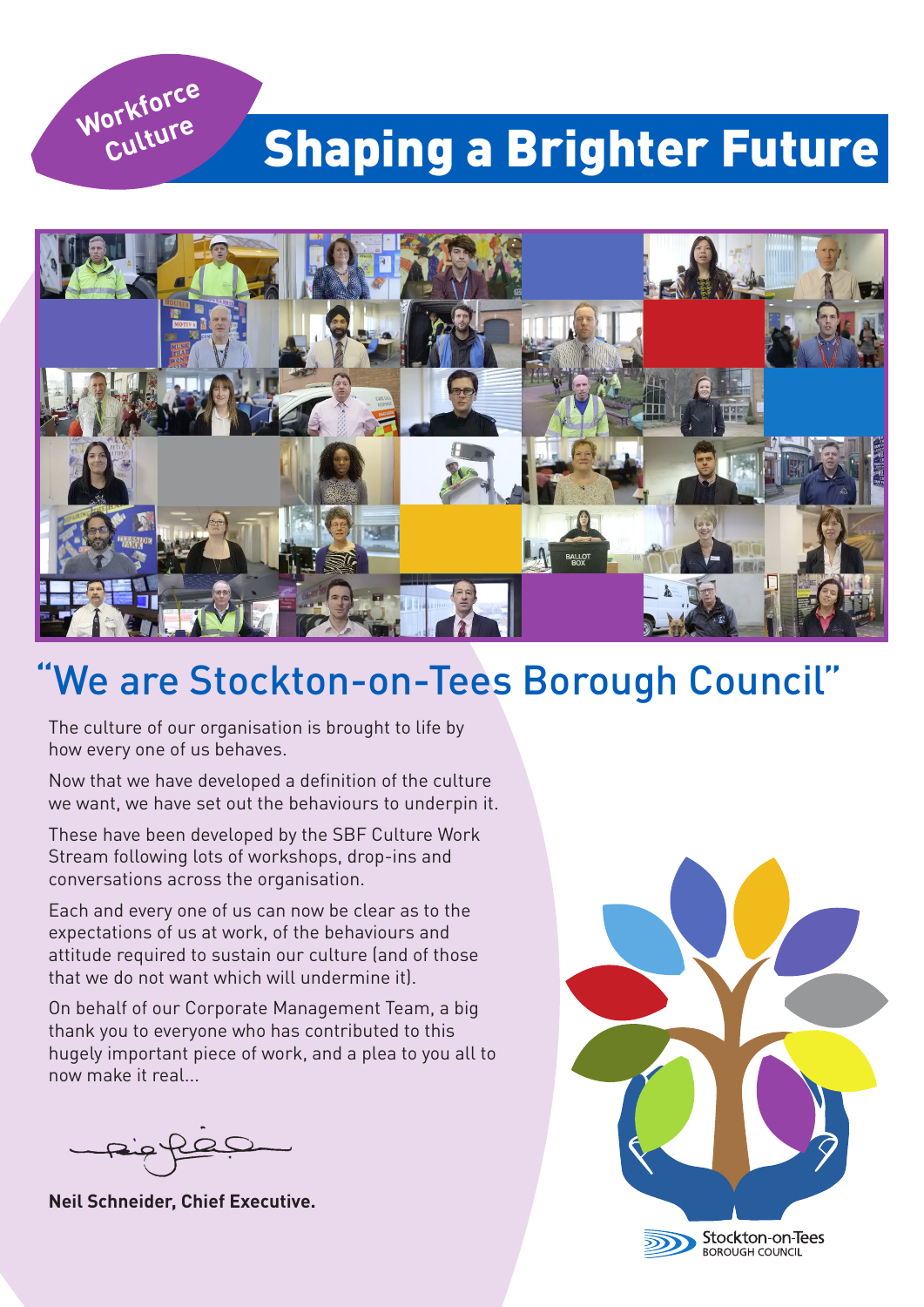Workforce Culture

# Shaping a Brighter Future

## "We are Stockton-on-Tees Borough Council"

The culture of our organisation is brought to life by how every one of us behaves.

Now that we have developed a definition of the culture we want, we have set out the behaviours to underpin it.

These have been developed by the SBF Culture Work Stream following lots of workshops, drop-ins and conversations across the organisation.

Each and every one of us can now be clear as to the expectations of us at work, of the behaviours and attitude required to sustain our culture (and of those that we do not want which will undermine it).

On behalf of our Corporate Management Team, a big thank you to everyone who has contributed to this hugely important piece of work, and a plea to you all to now make it real...

**Neil Schneider, Chief Executive.**

Stockton-on-Tees
BOROUGH COUNCIL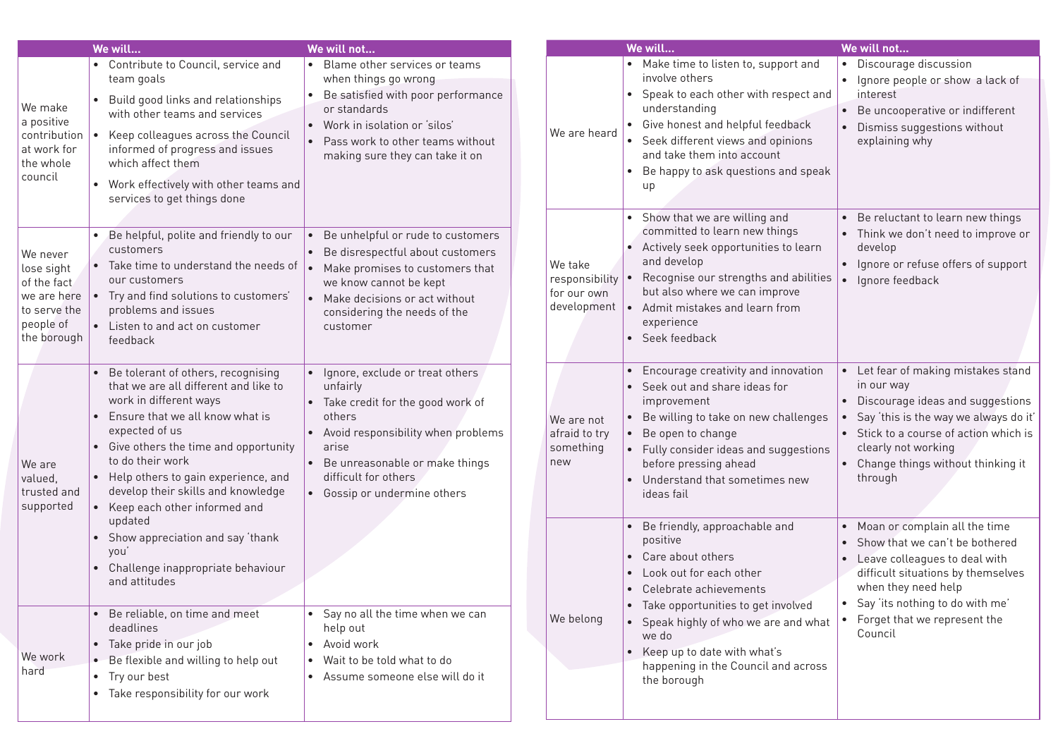| | We will... | We will not... |
|---|---|---|
| We make a positive contribution at work for the whole council | • Contribute to Council, service and team goals<br>• Build good links and relationships with other teams and services<br>• Keep colleagues across the Council informed of progress and issues which affect them<br>• Work effectively with other teams and services to get things done | • Blame other services or teams when things go wrong<br>• Be satisfied with poor performance or standards<br>• Work in isolation or 'silos'<br>• Pass work to other teams without making sure they can take it on |
| We never lose sight of the fact we are here to serve the people of the borough | • Be helpful, polite and friendly to our customers<br>• Take time to understand the needs of our customers<br>• Try and find solutions to customers' problems and issues<br>• Listen to and act on customer feedback | • Be unhelpful or rude to customers<br>• Be disrespectful about customers<br>• Make promises to customers that we know cannot be kept<br>• Make decisions or act without considering the needs of the customer |
| We are valued, trusted and supported | • Be tolerant of others, recognising that we are all different and like to work in different ways<br>• Ensure that we all know what is expected of us<br>• Give others the time and opportunity to do their work<br>• Help others to gain experience, and develop their skills and knowledge<br>• Keep each other informed and updated<br>• Show appreciation and say 'thank you'<br>• Challenge inappropriate behaviour and attitudes | • Ignore, exclude or treat others unfairly<br>• Take credit for the good work of others<br>• Avoid responsibility when problems arise<br>• Be unreasonable or make things difficult for others<br>• Gossip or undermine others |
| We work hard | • Be reliable, on time and meet deadlines<br>• Take pride in our job<br>• Be flexible and willing to help out<br>• Try our best<br>• Take responsibility for our work | • Say no all the time when we can help out<br>• Avoid work<br>• Wait to be told what to do<br>• Assume someone else will do it |

| | We will... | We will not... |
|---|---|---|
| We are heard | • Make time to listen to, support and involve others<br>• Speak to each other with respect and understanding<br>• Give honest and helpful feedback<br>• Seek different views and opinions and take them into account<br>• Be happy to ask questions and speak up | • Discourage discussion<br>• Ignore people or show a lack of interest<br>• Be uncooperative or indifferent<br>• Dismiss suggestions without explaining why |
| We take responsibility for our own development | • Show that we are willing and committed to learn new things<br>• Actively seek opportunities to learn and develop<br>• Recognise our strengths and abilities but also where we can improve<br>• Admit mistakes and learn from experience<br>• Seek feedback | • Be reluctant to learn new things<br>• Think we don't need to improve or develop<br>• Ignore or refuse offers of support<br>• Ignore feedback |
| We are not afraid to try something new | • Encourage creativity and innovation<br>• Seek out and share ideas for improvement<br>• Be willing to take on new challenges<br>• Be open to change<br>• Fully consider ideas and suggestions before pressing ahead<br>• Understand that sometimes new ideas fail | • Let fear of making mistakes stand in our way<br>• Discourage ideas and suggestions<br>• Say 'this is the way we always do it'<br>• Stick to a course of action which is clearly not working<br>• Change things without thinking it through |
| We belong | • Be friendly, approachable and positive<br>• Care about others<br>• Look out for each other<br>• Celebrate achievements<br>• Take opportunities to get involved<br>• Speak highly of who we are and what we do<br>• Keep up to date with what's happening in the Council and across the borough | • Moan or complain all the time<br>• Show that we can't be bothered<br>• Leave colleagues to deal with difficult situations by themselves when they need help<br>• Say 'its nothing to do with me'<br>• Forget that we represent the Council |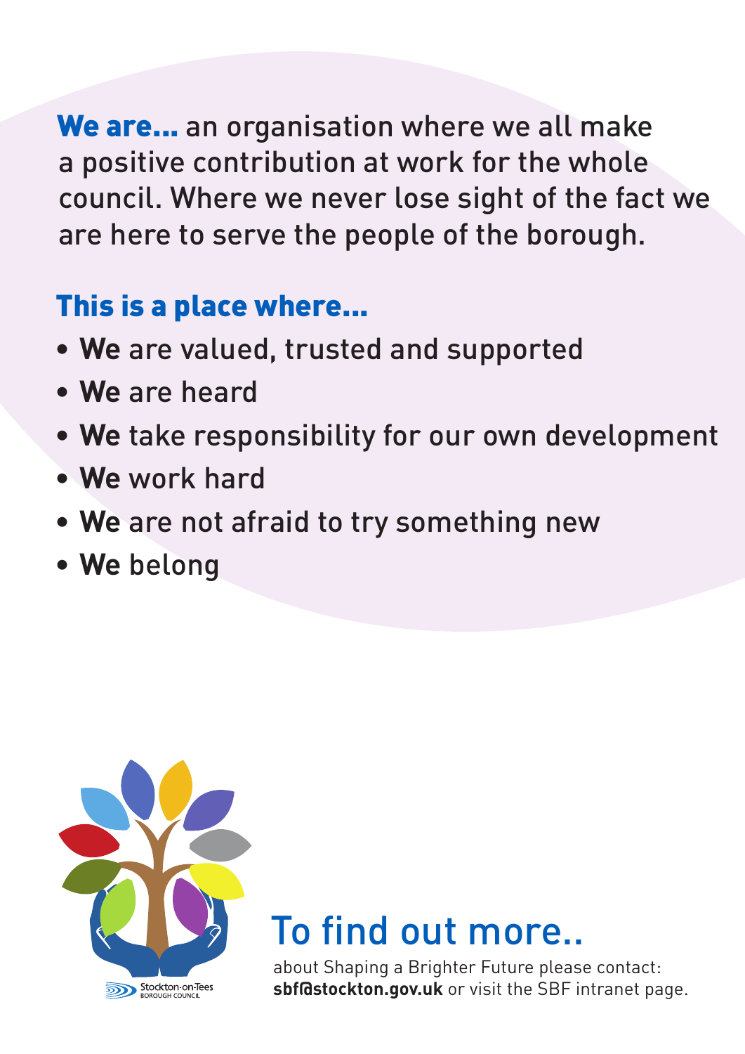**We are...** an organisation where we all make a positive contribution at work for the whole council. Where we never lose sight of the fact we are here to serve the people of the borough.

## This is a place where...

- **We** are valued, trusted and supported
- **We** are heard
- **We** take responsibility for our own development
- **We** work hard
- **We** are not afraid to try something new
- **We** belong

Stockton-on-Tees
BOROUGH COUNCIL

## To find out more..

about Shaping a Brighter Future please contact: **sbf@stockton.gov.uk** or visit the SBF intranet page.